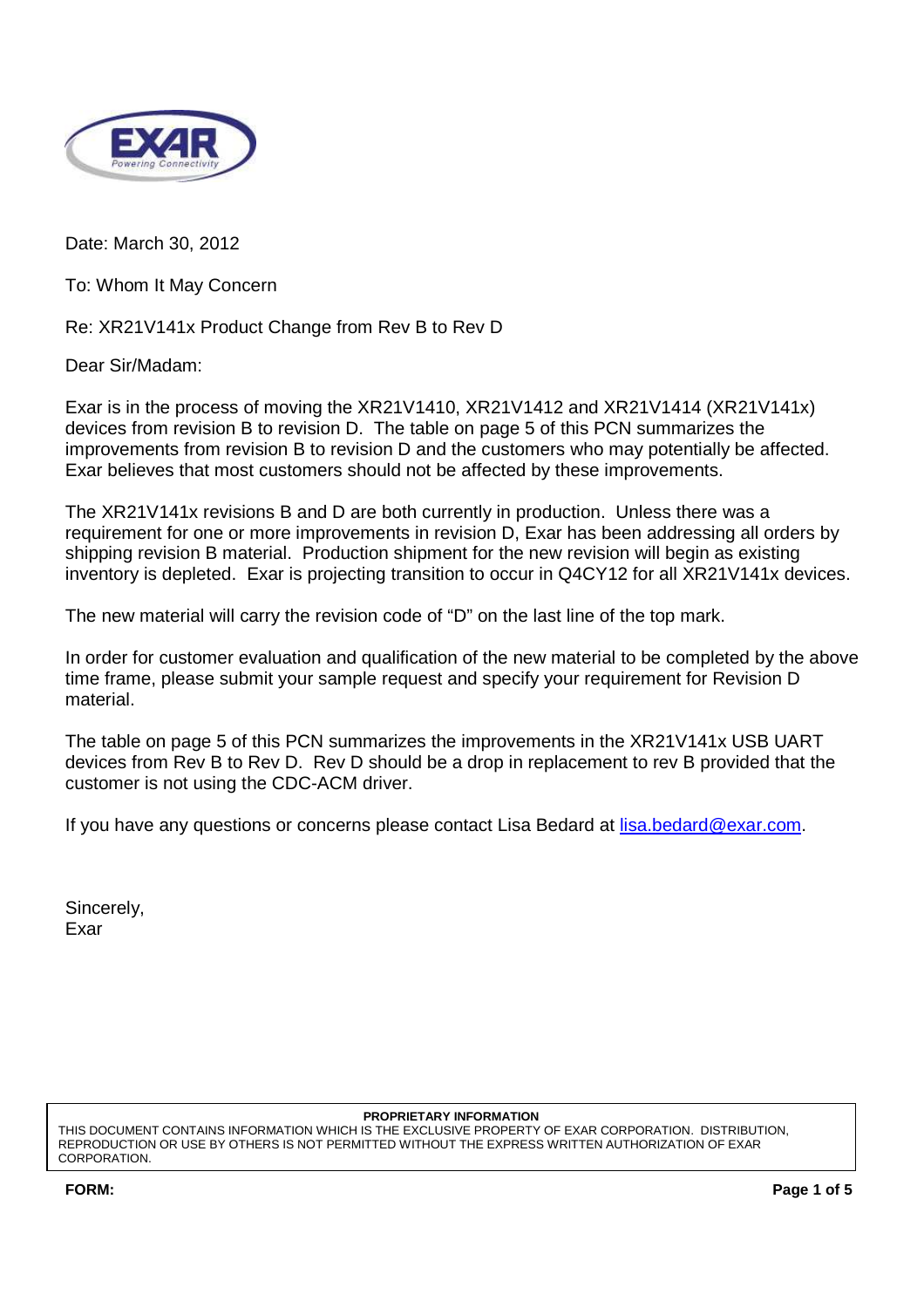Date: March 30, 2012

To: Whom It May Concern

Re: XR21V141x Product Change from Rev B to Rev D

Dear Sir/Madam:

Exar is in the process of moving the XR21V1410, XR21V1412 and XR21V1414 (XR21V141x) devices from revision B to revision D. The table on page 5 of this PCN summarizes the improvements from revision B to revision D and the customers who may potentially be affected. Exar believes that most customers should not be affected by these improvements.

The XR21V141x revisions B and D are both currently in production. Unless there was a requirement for one or more improvements in revision D, Exar has been addressing all orders by shipping revision B material. Production shipment for the new revision will begin as existing inventory is depleted. Exar is projecting transition to occur in Q4CY12 for all XR21V141x devices.

The new material will carry the revision code of "D" on the last line of the top mark.

In order for customer evaluation and qualification of the new material to be completed by the above time frame, please submit your sample request and specify your requirement for Revision D material.

The table on page 5 of this PCN summarizes the improvements in the XR21V141x USB UART devices from Rev B to Rev D. Rev D should be a drop in replacement to rev B provided that the customer is not using the CDC-ACM driver.

If you have any questions or concerns please contact Lisa Bedard at lisa.bedard@exar.com.

Sincerely,
Exar

**PROPRIETARY INFORMATION**
THIS DOCUMENT CONTAINS INFORMATION WHICH IS THE EXCLUSIVE PROPERTY OF EXAR CORPORATION. DISTRIBUTION, REPRODUCTION OR USE BY OTHERS IS NOT PERMITTED WITHOUT THE EXPRESS WRITTEN AUTHORIZATION OF EXAR CORPORATION.

**FORM:**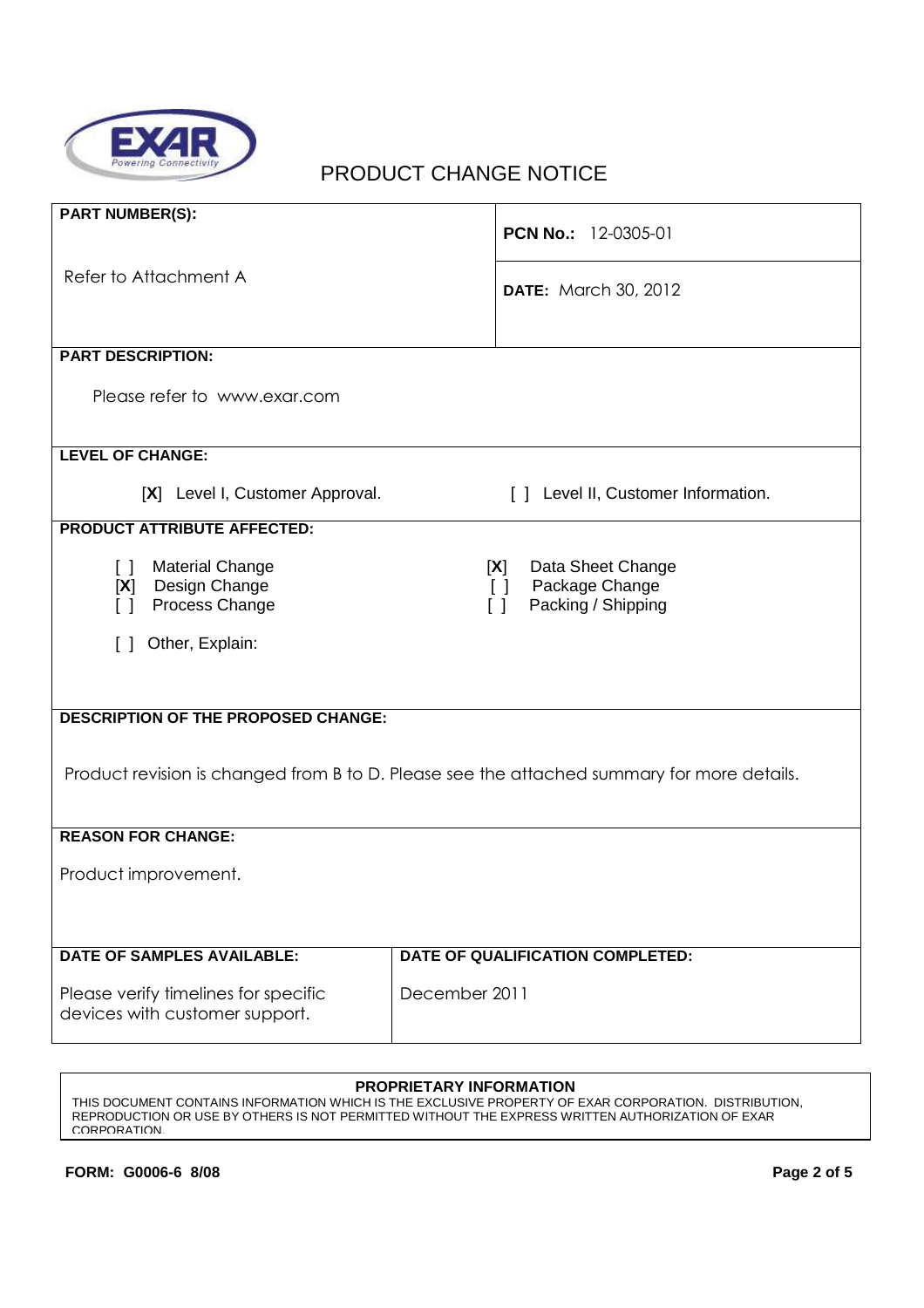# PRODUCT CHANGE NOTICE

**PART NUMBER(S):**

Refer to Attachment A

**PCN No.:** 12-0305-01

**DATE:** March 30, 2012

**PART DESCRIPTION:**

Please refer to www.exar.com

**LEVEL OF CHANGE:**

[**X**] Level I, Customer Approval.

[ ] Level II, Customer Information.

**PRODUCT ATTRIBUTE AFFECTED:**

[ ] Material Change
[**X**] Design Change
[ ] Process Change

[**X**] Data Sheet Change
[ ] Package Change
[ ] Packing / Shipping

[ ] Other, Explain:

**DESCRIPTION OF THE PROPOSED CHANGE:**

Product revision is changed from B to D. Please see the attached summary for more details.

**REASON FOR CHANGE:**

Product improvement.

| DATE OF SAMPLES AVAILABLE: | DATE OF QUALIFICATION COMPLETED: |
|---|---|
| Please verify timelines for specific devices with customer support. | December 2011 |

**PROPRIETARY INFORMATION**

THIS DOCUMENT CONTAINS INFORMATION WHICH IS THE EXCLUSIVE PROPERTY OF EXAR CORPORATION. DISTRIBUTION, REPRODUCTION OR USE BY OTHERS IS NOT PERMITTED WITHOUT THE EXPRESS WRITTEN AUTHORIZATION OF EXAR CORPORATION.

**FORM: G0006-6 8/08**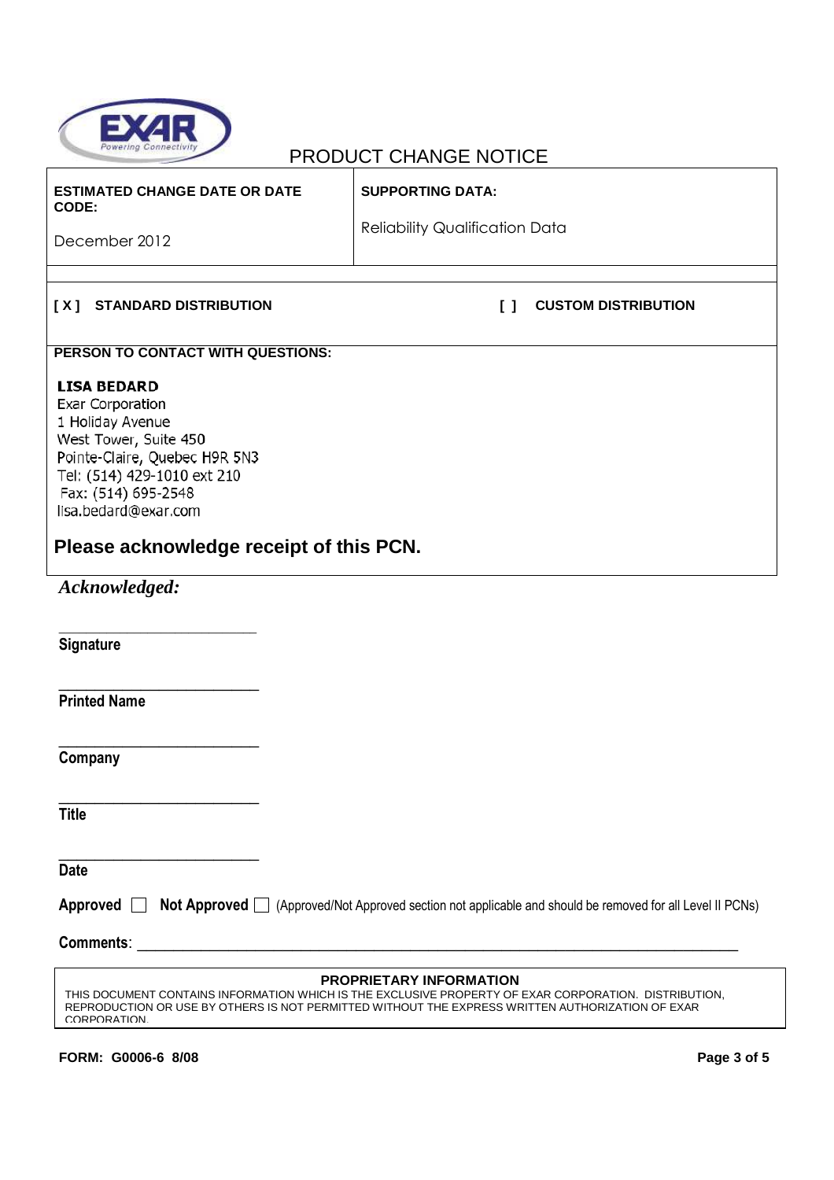# PRODUCT CHANGE NOTICE

| ESTIMATED CHANGE DATE OR DATE CODE: | SUPPORTING DATA: |
|---|---|
| December 2012 | Reliability Qualification Data |

**[ X ] STANDARD DISTRIBUTION** **[ ] CUSTOM DISTRIBUTION**

**PERSON TO CONTACT WITH QUESTIONS:**

**LISA BEDARD**
Exar Corporation
1 Holiday Avenue
West Tower, Suite 450
Pointe-Claire, Quebec H9R 5N3
Tel: (514) 429-1010 ext 210
Fax: (514) 695-2548
lisa.bedard@exar.com

**Please acknowledge receipt of this PCN.**

***Acknowledged:***

\_\_\_\_\_\_\_\_\_\_\_\_\_\_\_\_\_\_\_\_\_\_\_\_\_\_
**Signature**

\_\_\_\_\_\_\_\_\_\_\_\_\_\_\_\_\_\_\_\_\_\_\_\_\_\_
**Printed Name**

\_\_\_\_\_\_\_\_\_\_\_\_\_\_\_\_\_\_\_\_\_\_\_\_\_\_
**Company**

\_\_\_\_\_\_\_\_\_\_\_\_\_\_\_\_\_\_\_\_\_\_\_\_\_\_
**Title**

\_\_\_\_\_\_\_\_\_\_\_\_\_\_\_\_\_\_\_\_\_\_\_\_\_\_
**Date**

**Approved** ☐ **Not Approved** ☐ (Approved/Not Approved section not applicable and should be removed for all Level II PCNs)

**Comments**: \_\_\_\_\_\_\_\_\_\_\_\_\_\_\_\_\_\_\_\_\_\_\_\_\_\_\_\_\_\_\_\_\_\_\_\_\_\_\_\_\_\_\_\_\_\_\_\_\_\_\_\_\_\_\_\_\_\_\_\_\_\_\_\_\_\_\_\_

**PROPRIETARY INFORMATION**

THIS DOCUMENT CONTAINS INFORMATION WHICH IS THE EXCLUSIVE PROPERTY OF EXAR CORPORATION. DISTRIBUTION, REPRODUCTION OR USE BY OTHERS IS NOT PERMITTED WITHOUT THE EXPRESS WRITTEN AUTHORIZATION OF EXAR CORPORATION.

**FORM: G0006-6 8/08**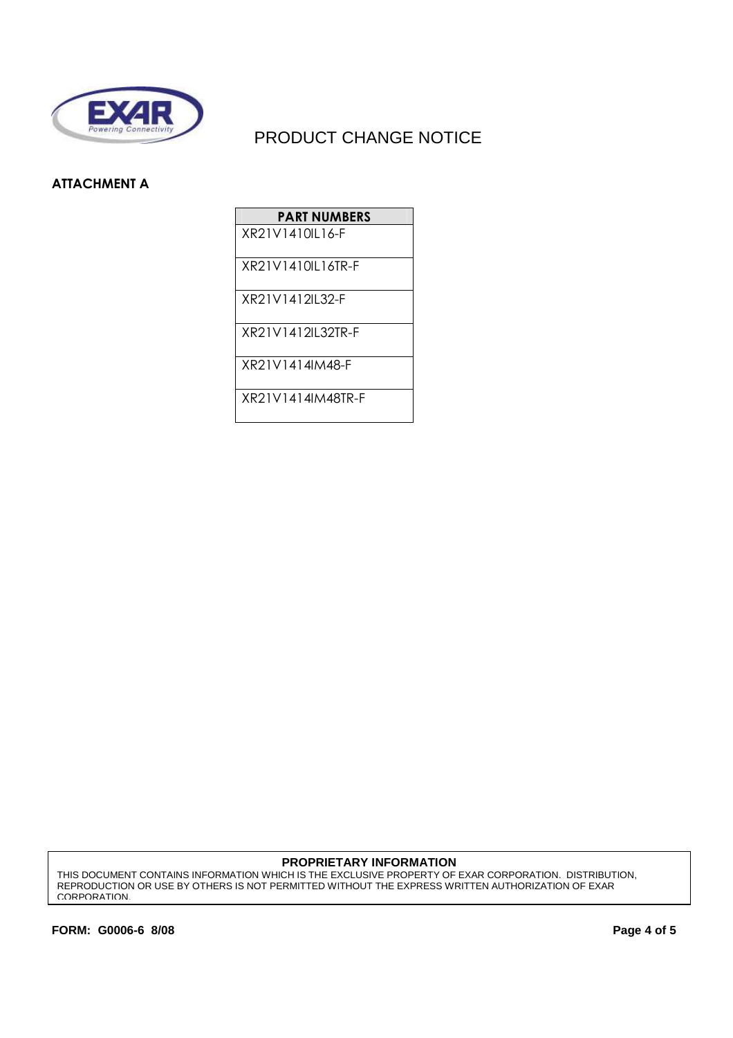# PRODUCT CHANGE NOTICE

**ATTACHMENT A**

| PART NUMBERS |
|---|
| XR21V1410IL16-F |
| XR21V1410IL16TR-F |
| XR21V1412IL32-F |
| XR21V1412IL32TR-F |
| XR21V1414IM48-F |
| XR21V1414IM48TR-F |

**PROPRIETARY INFORMATION**

THIS DOCUMENT CONTAINS INFORMATION WHICH IS THE EXCLUSIVE PROPERTY OF EXAR CORPORATION. DISTRIBUTION, REPRODUCTION OR USE BY OTHERS IS NOT PERMITTED WITHOUT THE EXPRESS WRITTEN AUTHORIZATION OF EXAR CORPORATION.

**FORM: G0006-6 8/08**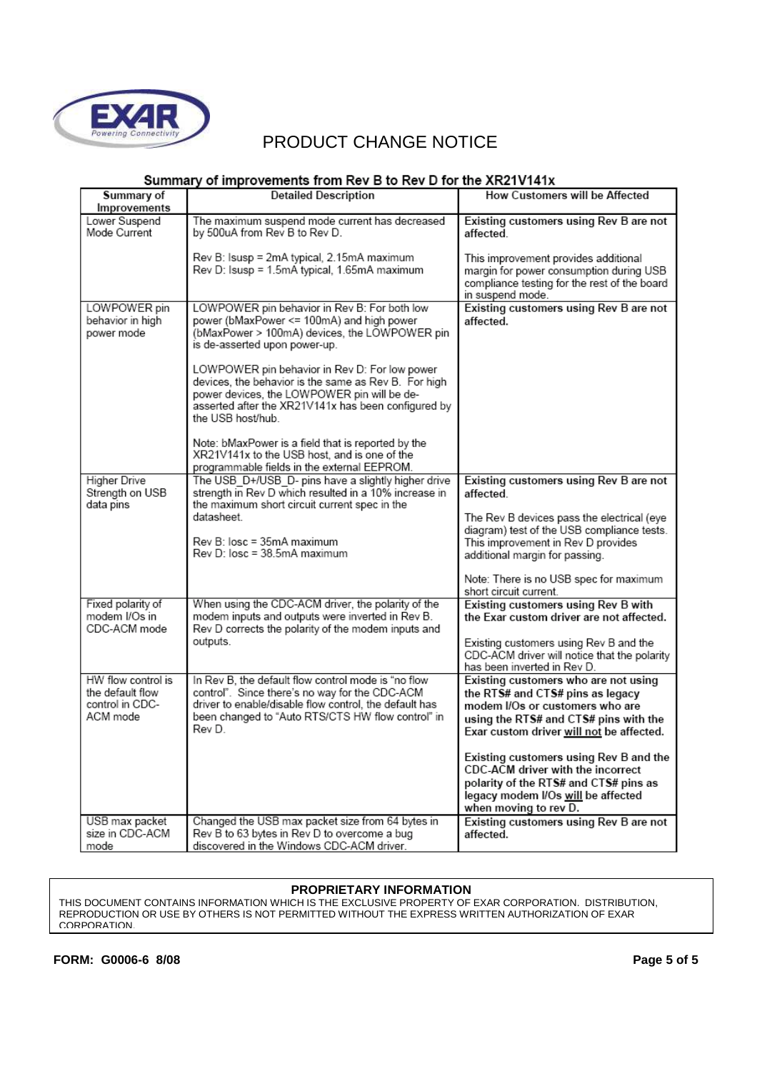# PRODUCT CHANGE NOTICE

## Summary of improvements from Rev B to Rev D for the XR21V141x

| Summary of Improvements | Detailed Description | How Customers will be Affected |
|---|---|---|
| Lower Suspend Mode Current | The maximum suspend mode current has decreased by 500uA from Rev B to Rev D.<br><br>Rev B: Isusp = 2mA typical, 2.15mA maximum<br>Rev D: Isusp = 1.5mA typical, 1.65mA maximum | **Existing customers using Rev B are not affected.**<br><br>This improvement provides additional margin for power consumption during USB compliance testing for the rest of the board in suspend mode. |
| LOWPOWER pin behavior in high power mode | LOWPOWER pin behavior in Rev B: For both low power (bMaxPower <= 100mA) and high power (bMaxPower > 100mA) devices, the LOWPOWER pin is de-asserted upon power-up.<br><br>LOWPOWER pin behavior in Rev D: For low power devices, the behavior is the same as Rev B. For high power devices, the LOWPOWER pin will be de-asserted after the XR21V141x has been configured by the USB host/hub.<br><br>Note: bMaxPower is a field that is reported by the XR21V141x to the USB host, and is one of the programmable fields in the external EEPROM. | **Existing customers using Rev B are not affected.** |
| Higher Drive Strength on USB data pins | The USB_D+/USB_D- pins have a slightly higher drive strength in Rev D which resulted in a 10% increase in the maximum short circuit current spec in the datasheet.<br><br>Rev B: Iosc = 35mA maximum<br>Rev D: Iosc = 38.5mA maximum | **Existing customers using Rev B are not affected.**<br><br>The Rev B devices pass the electrical (eye diagram) test of the USB compliance tests. This improvement in Rev D provides additional margin for passing.<br><br>Note: There is no USB spec for maximum short circuit current. |
| Fixed polarity of modem I/Os in CDC-ACM mode | When using the CDC-ACM driver, the polarity of the modem inputs and outputs were inverted in Rev B. Rev D corrects the polarity of the modem inputs and outputs. | **Existing customers using Rev B with the Exar custom driver are not affected.**<br><br>Existing customers using Rev B and the CDC-ACM driver will notice that the polarity has been inverted in Rev D. |
| HW flow control is the default flow control in CDC-ACM mode | In Rev B, the default flow control mode is "no flow control". Since there's no way for the CDC-ACM driver to enable/disable flow control, the default has been changed to "Auto RTS/CTS HW flow control" in Rev D. | **Existing customers who are not using the RTS# and CTS# pins as legacy modem I/Os or customers who are using the RTS# and CTS# pins with the Exar custom driver <u>will not</u> be affected.**<br><br>**Existing customers using Rev B and the CDC-ACM driver with the incorrect polarity of the RTS# and CTS# pins as legacy modem I/Os <u>will</u> be affected when moving to rev D.** |
| USB max packet size in CDC-ACM mode | Changed the USB max packet size from 64 bytes in Rev B to 63 bytes in Rev D to overcome a bug discovered in the Windows CDC-ACM driver. | **Existing customers using Rev B are not affected.** |

**PROPRIETARY INFORMATION**

THIS DOCUMENT CONTAINS INFORMATION WHICH IS THE EXCLUSIVE PROPERTY OF EXAR CORPORATION. DISTRIBUTION, REPRODUCTION OR USE BY OTHERS IS NOT PERMITTED WITHOUT THE EXPRESS WRITTEN AUTHORIZATION OF EXAR CORPORATION.

**FORM: G0006-6 8/08**